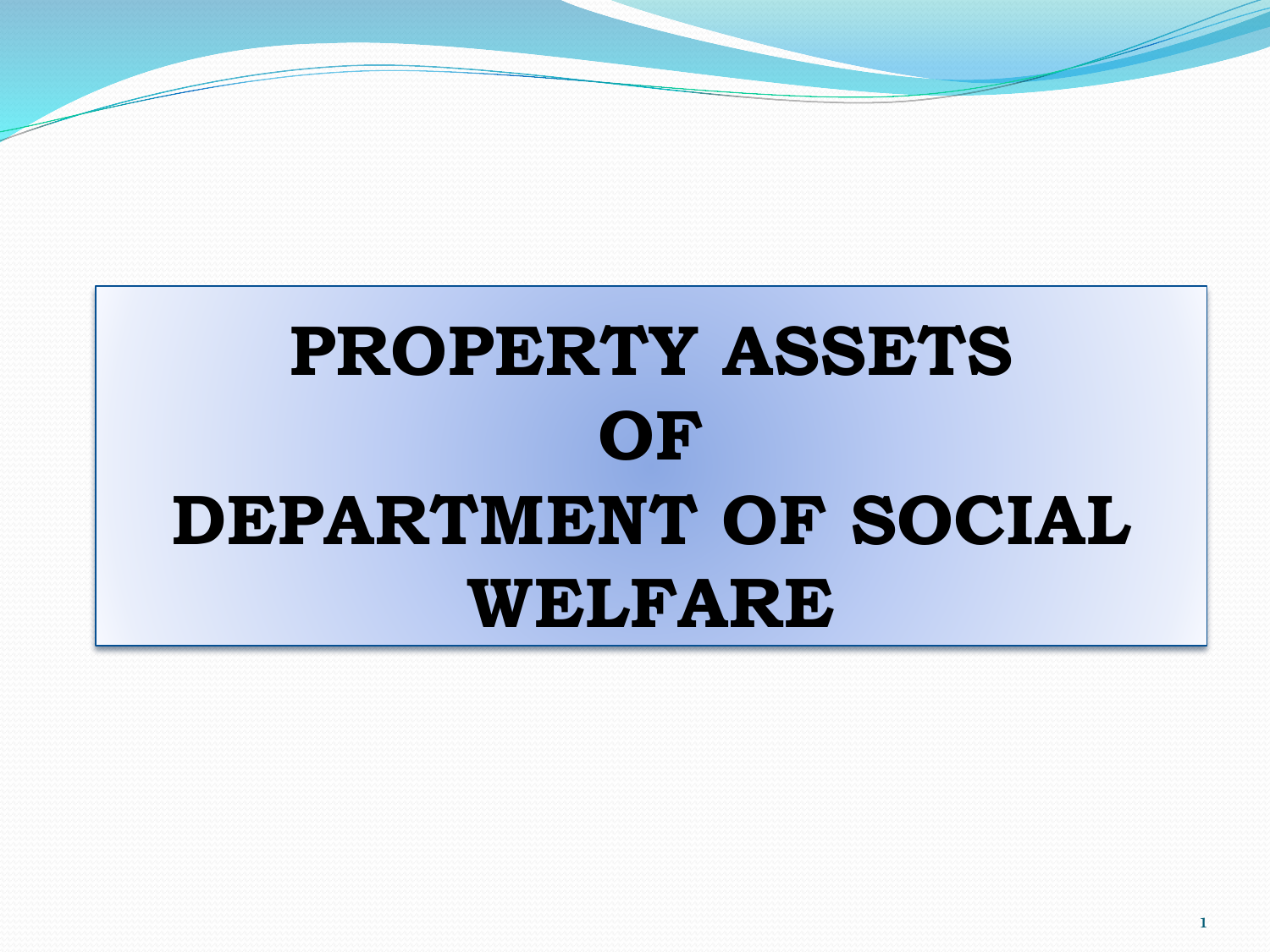# PROPERTY ASSETS OF DEPARTMENT OF SOCIAL WELFARE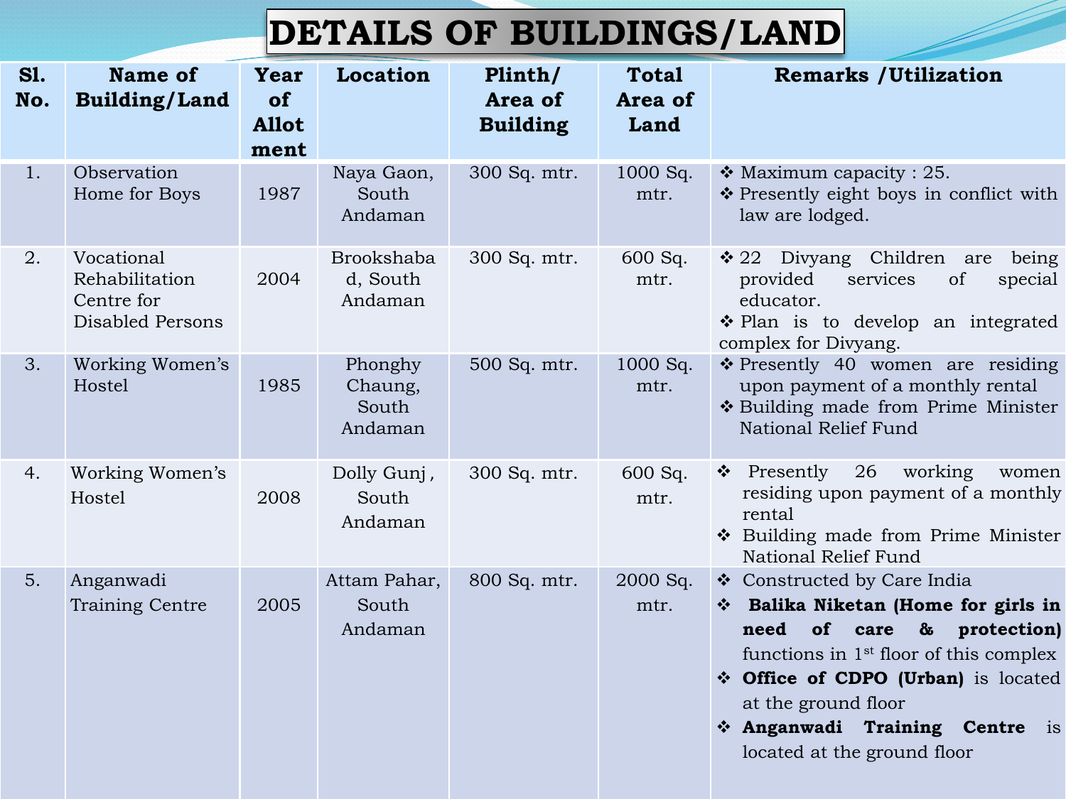# DETAILS OF BUILDINGS/LAND

| Sl. No. | Name of Building/Land | Year of Allotment | Location | Plinth/ Area of Building | Total Area of Land | Remarks /Utilization |
|---|---|---|---|---|---|---|
| 1. | Observation Home for Boys | 1987 | Naya Gaon, South Andaman | 300 Sq. mtr. | 1000 Sq. mtr. | ❖ Maximum capacity : 25.<br>❖ Presently eight boys in conflict with law are lodged. |
| 2. | Vocational Rehabilitation Centre for Disabled Persons | 2004 | Brookshabad, South Andaman | 300 Sq. mtr. | 600 Sq. mtr. | ❖ 22 Divyang Children are being provided services of special educator.<br>❖ Plan is to develop an integrated complex for Divyang. |
| 3. | Working Women's Hostel | 1985 | Phonghy Chaung, South Andaman | 500 Sq. mtr. | 1000 Sq. mtr. | ❖ Presently 40 women are residing upon payment of a monthly rental<br>❖ Building made from Prime Minister National Relief Fund |
| 4. | Working Women's Hostel | 2008 | Dolly Gunj , South Andaman | 300 Sq. mtr. | 600 Sq. mtr. | ❖ Presently 26 working women residing upon payment of a monthly rental<br>❖ Building made from Prime Minister National Relief Fund |
| 5. | Anganwadi Training Centre | 2005 | Attam Pahar, South Andaman | 800 Sq. mtr. | 2000 Sq. mtr. | ❖ Constructed by Care India<br>❖ **Balika Niketan (Home for girls in need of care & protection)** functions in 1st floor of this complex<br>❖ **Office of CDPO (Urban)** is located at the ground floor<br>❖ **Anganwadi Training Centre** is located at the ground floor |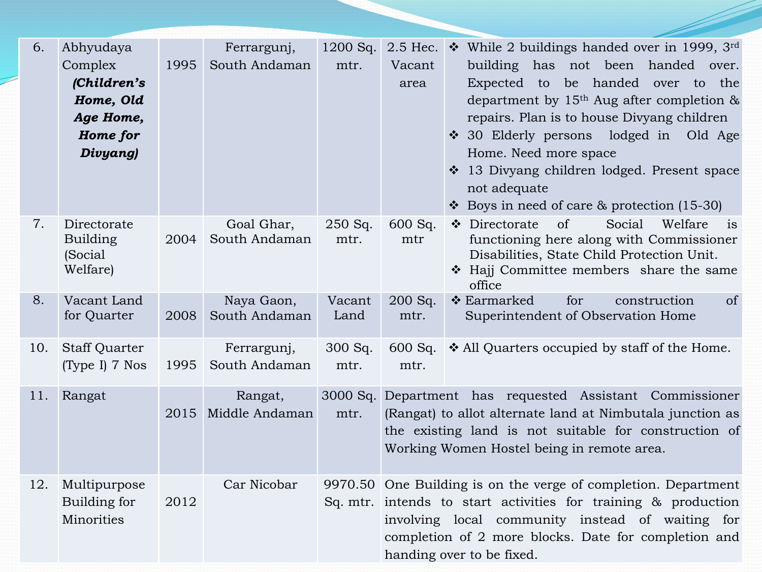| 6. | Abhyudaya Complex ***(Children's Home, Old Age Home, Home for Divyang)*** | 1995 | Ferrargunj, South Andaman | 1200 Sq. mtr. | 2.5 Hec. Vacant area | ❖ While 2 buildings handed over in 1999, 3rd building has not been handed over. Expected to be handed over to the department by 15th Aug after completion & repairs. Plan is to house Divyang children<br>❖ 30 Elderly persons lodged in Old Age Home. Need more space<br>❖ 13 Divyang children lodged. Present space not adequate<br>❖ Boys in need of care & protection (15-30) |
|---|---|---|---|---|---|---|
| 7. | Directorate Building (Social Welfare) | 2004 | Goal Ghar, South Andaman | 250 Sq. mtr. | 600 Sq. mtr | ❖ Directorate of Social Welfare is functioning here along with Commissioner Disabilities, State Child Protection Unit.<br>❖ Hajj Committee members share the same office |
| 8. | Vacant Land for Quarter | 2008 | Naya Gaon, South Andaman | Vacant Land | 200 Sq. mtr. | ❖ Earmarked for construction of Superintendent of Observation Home |
| 10. | Staff Quarter (Type I) 7 Nos | 1995 | Ferrargunj, South Andaman | 300 Sq. mtr. | 600 Sq. mtr. | ❖ All Quarters occupied by staff of the Home. |
| 11. | Rangat | 2015 | Rangat, Middle Andaman | 3000 Sq. mtr. | Department has requested Assistant Commissioner (Rangat) to allot alternate land at Nimbutala junction as the existing land is not suitable for construction of Working Women Hostel being in remote area. | |
| 12. | Multipurpose Building for Minorities | 2012 | Car Nicobar | 9970.50 Sq. mtr. | One Building is on the verge of completion. Department intends to start activities for training & production involving local community instead of waiting for completion of 2 more blocks. Date for completion and handing over to be fixed. | |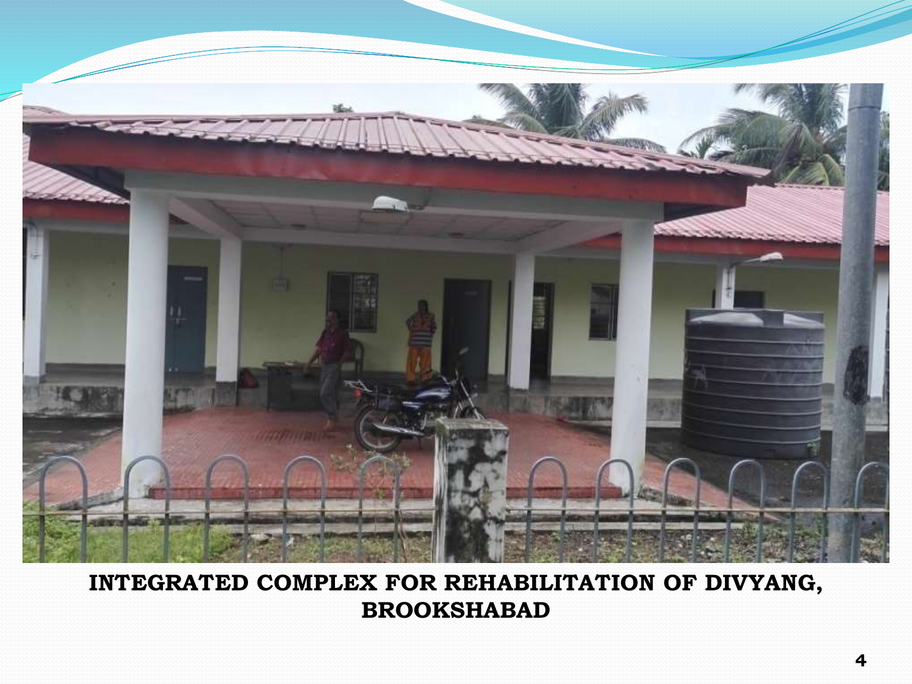**INTEGRATED COMPLEX FOR REHABILITATION OF DIVYANG, BROOKSHABAD**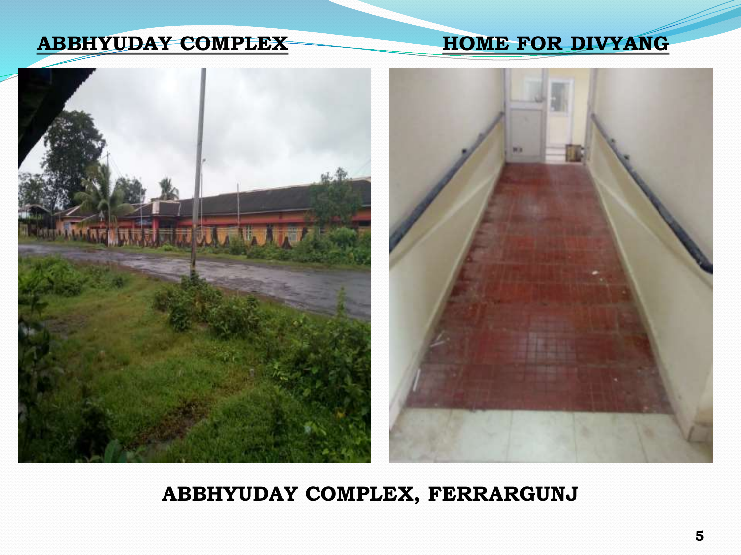**ABBHYUDAY COMPLEX** **HOME FOR DIVYANG**

**ABBHYUDAY COMPLEX, FERRARGUNJ**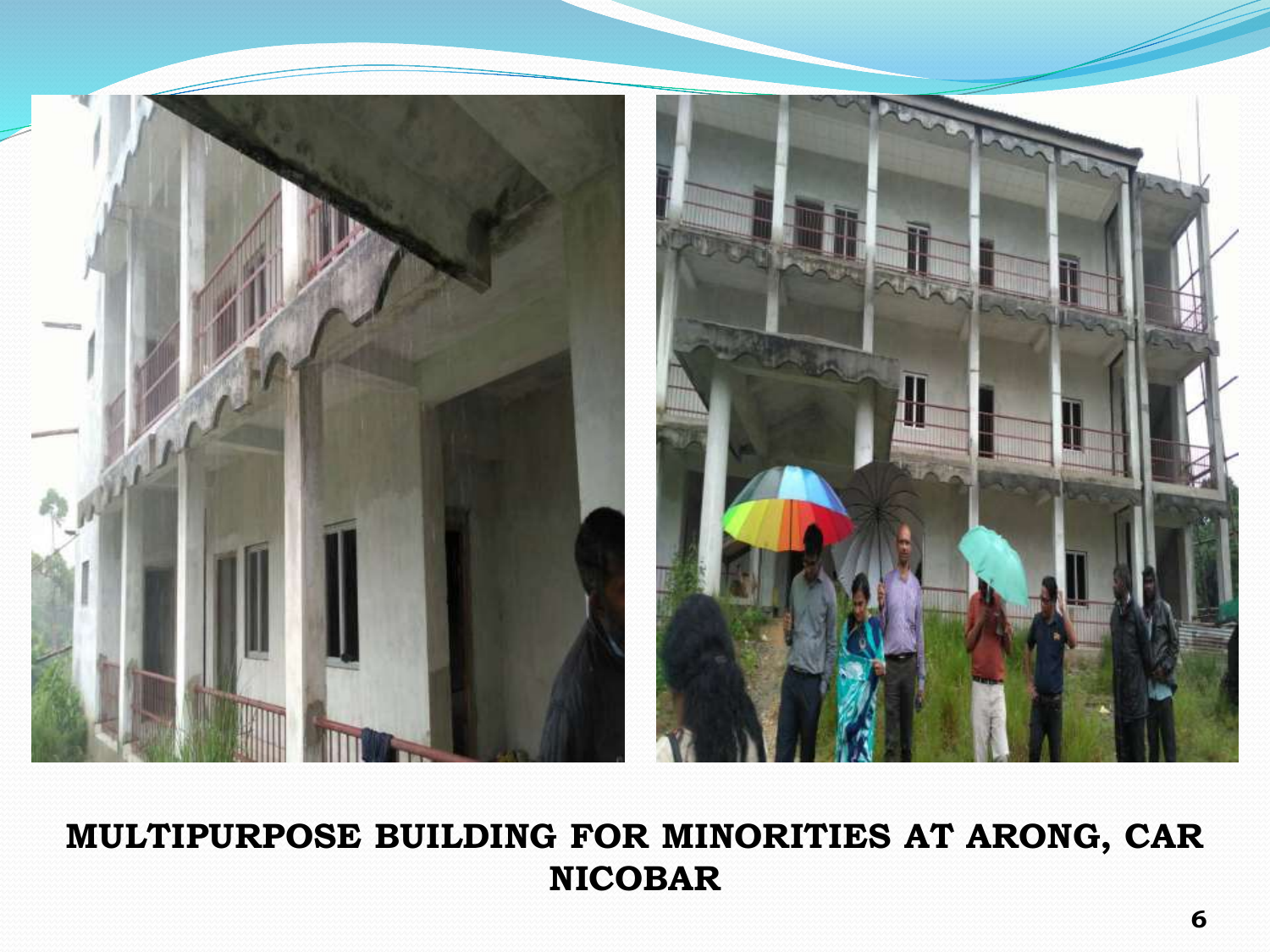**MULTIPURPOSE BUILDING FOR MINORITIES AT ARONG, CAR NICOBAR**